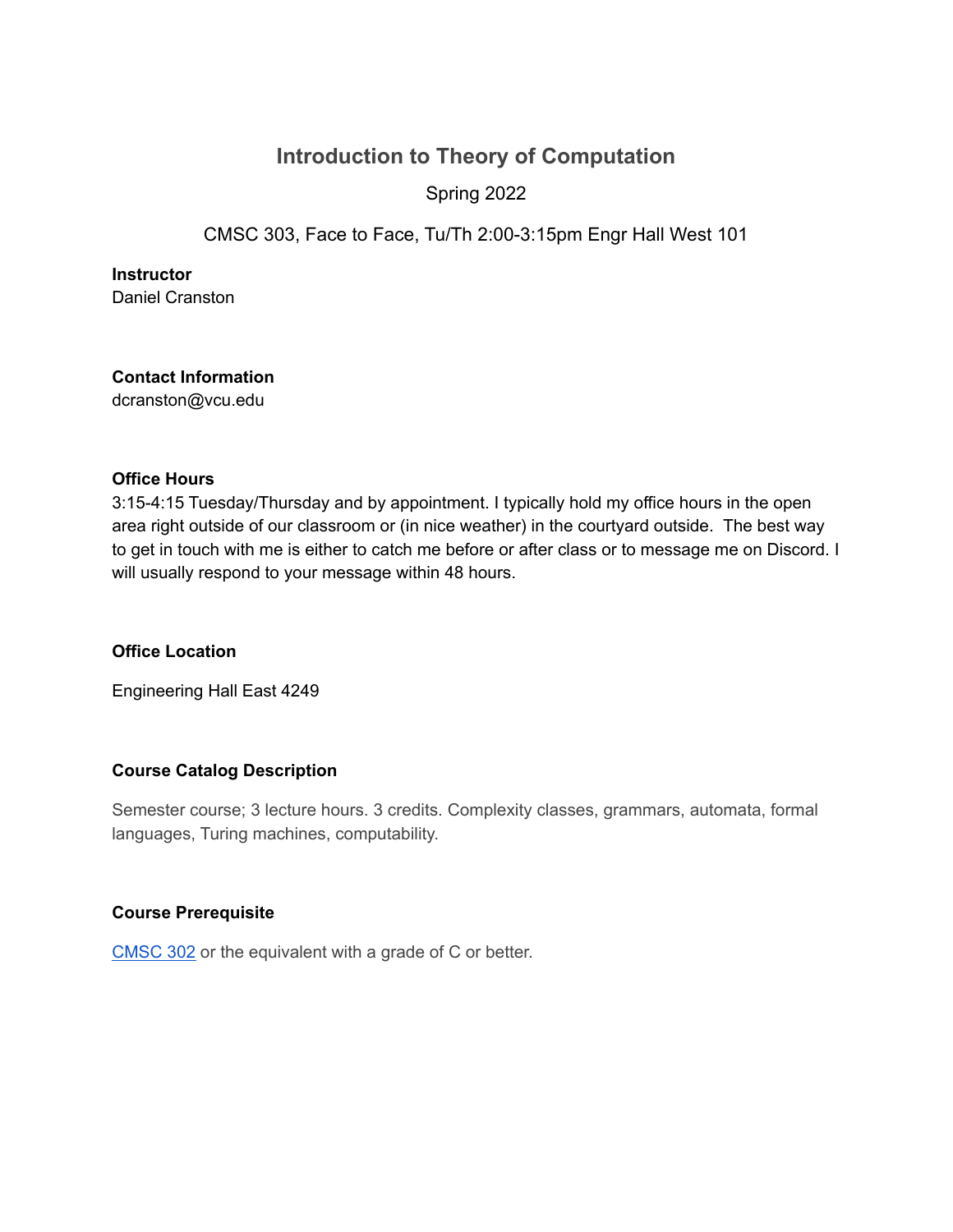# Introduction to Theory of Computation

Spring 2022

CMSC 303, Face to Face, Tu/Th 2:00-3:15pm Engr Hall West 101

**Instructor**

Daniel Cranston

**Contact Information**

dcranston@vcu.edu

**Office Hours**

3:15-4:15 Tuesday/Thursday and by appointment. I typically hold my office hours in the open area right outside of our classroom or (in nice weather) in the courtyard outside. The best way to get in touch with me is either to catch me before or after class or to message me on Discord. I will usually respond to your message within 48 hours.

**Office Location**

Engineering Hall East 4249

**Course Catalog Description**

Semester course; 3 lecture hours. 3 credits. Complexity classes, grammars, automata, formal languages, Turing machines, computability.

**Course Prerequisite**

CMSC 302 or the equivalent with a grade of C or better.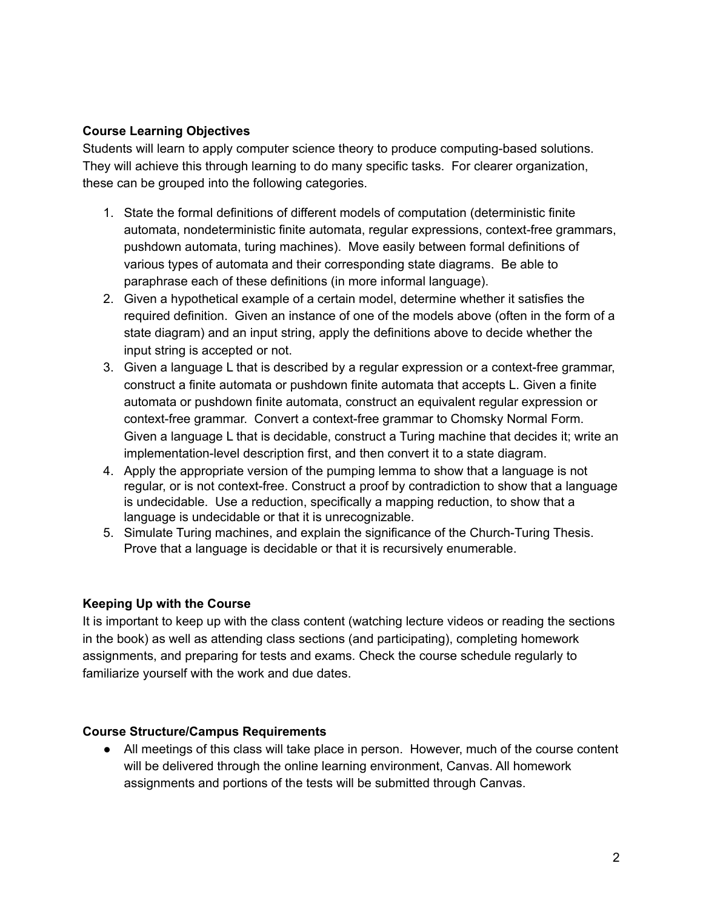**Course Learning Objectives**

Students will learn to apply computer science theory to produce computing-based solutions. They will achieve this through learning to do many specific tasks. For clearer organization, these can be grouped into the following categories.

1. State the formal definitions of different models of computation (deterministic finite automata, nondeterministic finite automata, regular expressions, context-free grammars, pushdown automata, turing machines). Move easily between formal definitions of various types of automata and their corresponding state diagrams. Be able to paraphrase each of these definitions (in more informal language).
2. Given a hypothetical example of a certain model, determine whether it satisfies the required definition. Given an instance of one of the models above (often in the form of a state diagram) and an input string, apply the definitions above to decide whether the input string is accepted or not.
3. Given a language L that is described by a regular expression or a context-free grammar, construct a finite automata or pushdown finite automata that accepts L. Given a finite automata or pushdown finite automata, construct an equivalent regular expression or context-free grammar. Convert a context-free grammar to Chomsky Normal Form. Given a language L that is decidable, construct a Turing machine that decides it; write an implementation-level description first, and then convert it to a state diagram.
4. Apply the appropriate version of the pumping lemma to show that a language is not regular, or is not context-free. Construct a proof by contradiction to show that a language is undecidable. Use a reduction, specifically a mapping reduction, to show that a language is undecidable or that it is unrecognizable.
5. Simulate Turing machines, and explain the significance of the Church-Turing Thesis. Prove that a language is decidable or that it is recursively enumerable.

**Keeping Up with the Course**

It is important to keep up with the class content (watching lecture videos or reading the sections in the book) as well as attending class sections (and participating), completing homework assignments, and preparing for tests and exams. Check the course schedule regularly to familiarize yourself with the work and due dates.

**Course Structure/Campus Requirements**

- All meetings of this class will take place in person. However, much of the course content will be delivered through the online learning environment, Canvas. All homework assignments and portions of the tests will be submitted through Canvas.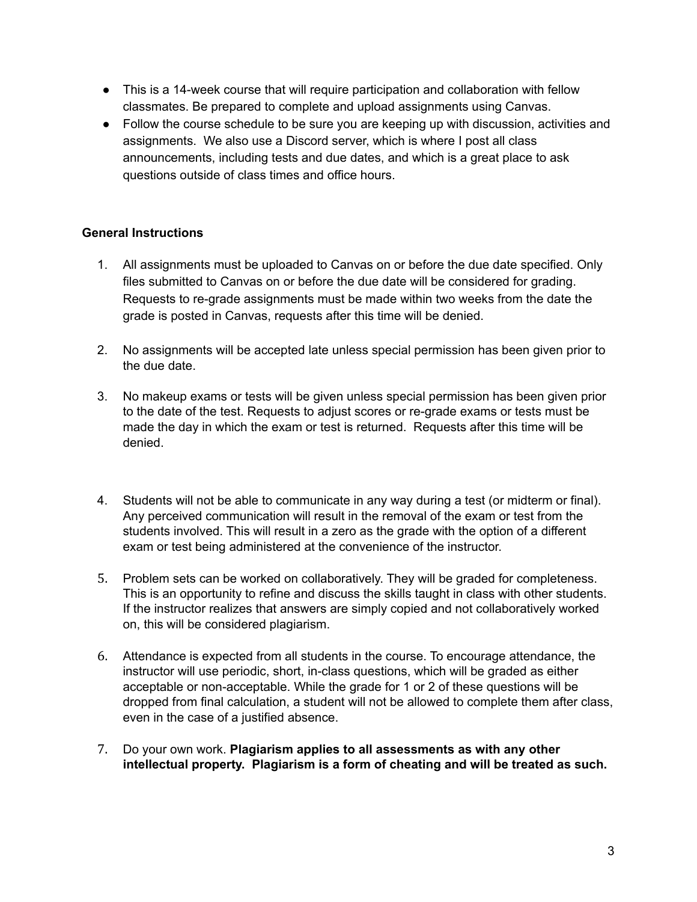- This is a 14-week course that will require participation and collaboration with fellow classmates. Be prepared to complete and upload assignments using Canvas.
- Follow the course schedule to be sure you are keeping up with discussion, activities and assignments. We also use a Discord server, which is where I post all class announcements, including tests and due dates, and which is a great place to ask questions outside of class times and office hours.

**General Instructions**

1. All assignments must be uploaded to Canvas on or before the due date specified. Only files submitted to Canvas on or before the due date will be considered for grading. Requests to re-grade assignments must be made within two weeks from the date the grade is posted in Canvas, requests after this time will be denied.

2. No assignments will be accepted late unless special permission has been given prior to the due date.

3. No makeup exams or tests will be given unless special permission has been given prior to the date of the test. Requests to adjust scores or re-grade exams or tests must be made the day in which the exam or test is returned. Requests after this time will be denied.

4. Students will not be able to communicate in any way during a test (or midterm or final). Any perceived communication will result in the removal of the exam or test from the students involved. This will result in a zero as the grade with the option of a different exam or test being administered at the convenience of the instructor.

5. Problem sets can be worked on collaboratively. They will be graded for completeness. This is an opportunity to refine and discuss the skills taught in class with other students. If the instructor realizes that answers are simply copied and not collaboratively worked on, this will be considered plagiarism.

6. Attendance is expected from all students in the course. To encourage attendance, the instructor will use periodic, short, in-class questions, which will be graded as either acceptable or non-acceptable. While the grade for 1 or 2 of these questions will be dropped from final calculation, a student will not be allowed to complete them after class, even in the case of a justified absence.

7. Do your own work. **Plagiarism applies to all assessments as with any other intellectual property. Plagiarism is a form of cheating and will be treated as such.**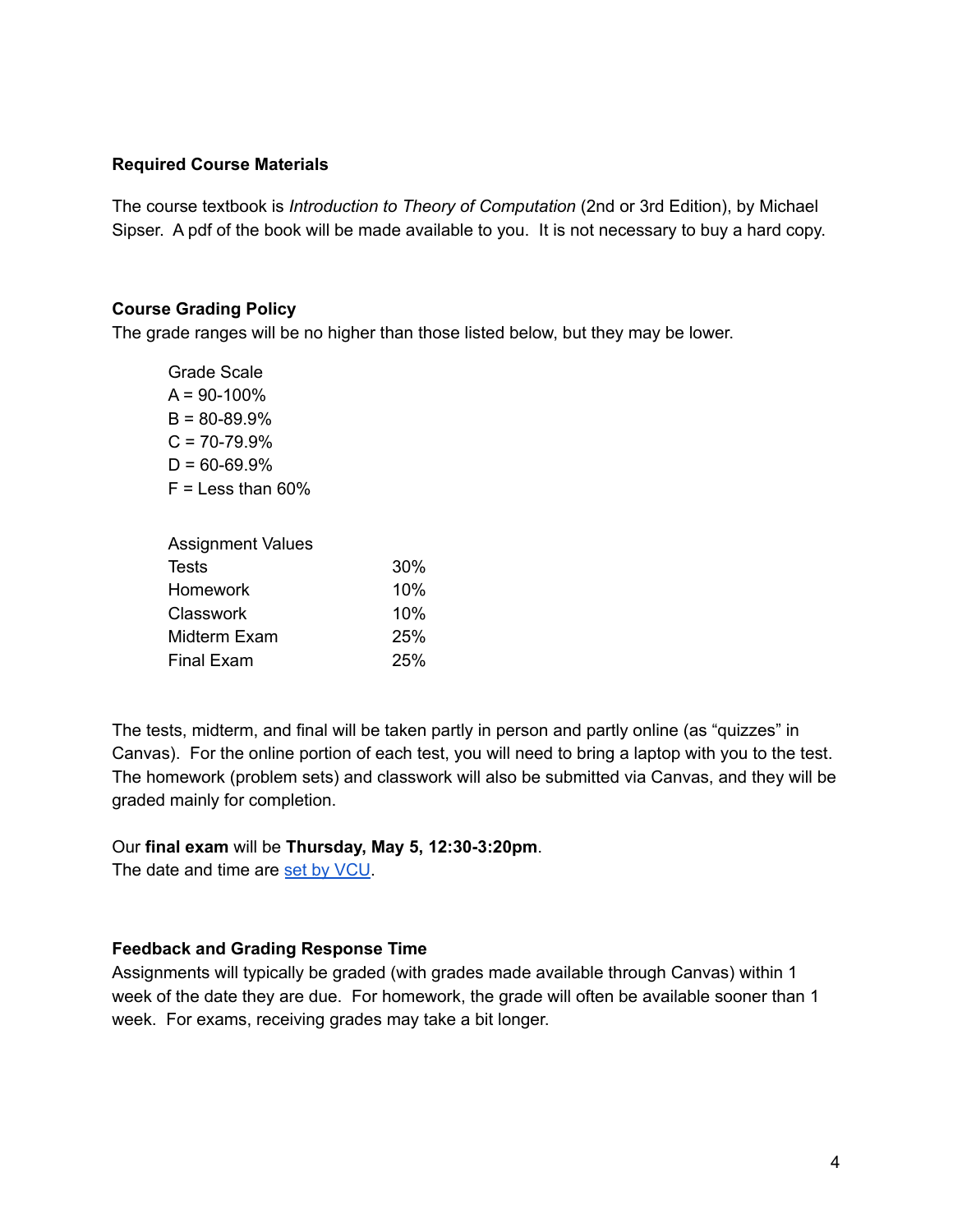### Required Course Materials

The course textbook is *Introduction to Theory of Computation* (2nd or 3rd Edition), by Michael Sipser. A pdf of the book will be made available to you. It is not necessary to buy a hard copy.

### Course Grading Policy

The grade ranges will be no higher than those listed below, but they may be lower.

Grade Scale
A = 90-100%
B = 80-89.9%
C = 70-79.9%
D = 60-69.9%
F = Less than 60%

| Assignment Values | |
|---|---|
| Tests | 30% |
| Homework | 10% |
| Classwork | 10% |
| Midterm Exam | 25% |
| Final Exam | 25% |

The tests, midterm, and final will be taken partly in person and partly online (as "quizzes" in Canvas). For the online portion of each test, you will need to bring a laptop with you to the test. The homework (problem sets) and classwork will also be submitted via Canvas, and they will be graded mainly for completion.

Our **final exam** will be **Thursday, May 5, 12:30-3:20pm**.
The date and time are set by VCU.

### Feedback and Grading Response Time

Assignments will typically be graded (with grades made available through Canvas) within 1 week of the date they are due. For homework, the grade will often be available sooner than 1 week. For exams, receiving grades may take a bit longer.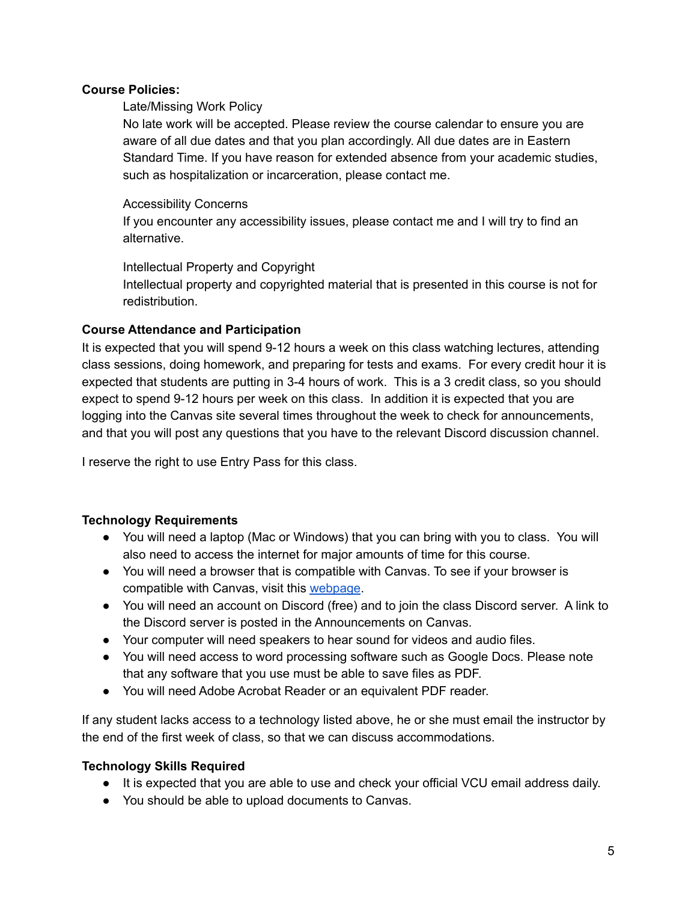**Course Policies:**

Late/Missing Work Policy

No late work will be accepted. Please review the course calendar to ensure you are aware of all due dates and that you plan accordingly. All due dates are in Eastern Standard Time. If you have reason for extended absence from your academic studies, such as hospitalization or incarceration, please contact me.

Accessibility Concerns

If you encounter any accessibility issues, please contact me and I will try to find an alternative.

Intellectual Property and Copyright

Intellectual property and copyrighted material that is presented in this course is not for redistribution.

**Course Attendance and Participation**

It is expected that you will spend 9-12 hours a week on this class watching lectures, attending class sessions, doing homework, and preparing for tests and exams. For every credit hour it is expected that students are putting in 3-4 hours of work. This is a 3 credit class, so you should expect to spend 9-12 hours per week on this class. In addition it is expected that you are logging into the Canvas site several times throughout the week to check for announcements, and that you will post any questions that you have to the relevant Discord discussion channel.

I reserve the right to use Entry Pass for this class.

**Technology Requirements**

- You will need a laptop (Mac or Windows) that you can bring with you to class. You will also need to access the internet for major amounts of time for this course.
- You will need a browser that is compatible with Canvas. To see if your browser is compatible with Canvas, visit this webpage.
- You will need an account on Discord (free) and to join the class Discord server. A link to the Discord server is posted in the Announcements on Canvas.
- Your computer will need speakers to hear sound for videos and audio files.
- You will need access to word processing software such as Google Docs. Please note that any software that you use must be able to save files as PDF.
- You will need Adobe Acrobat Reader or an equivalent PDF reader.

If any student lacks access to a technology listed above, he or she must email the instructor by the end of the first week of class, so that we can discuss accommodations.

**Technology Skills Required**

- It is expected that you are able to use and check your official VCU email address daily.
- You should be able to upload documents to Canvas.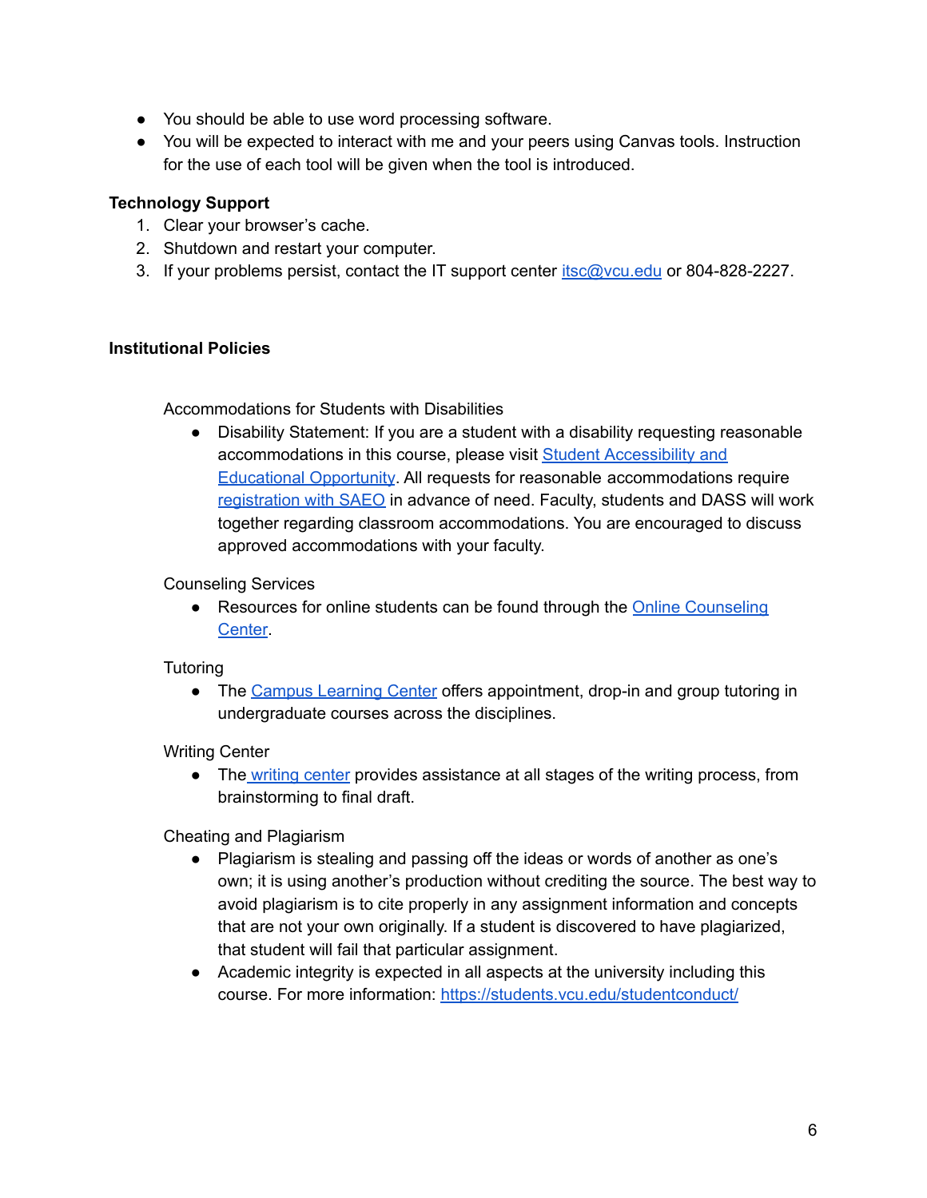- You should be able to use word processing software.
- You will be expected to interact with me and your peers using Canvas tools. Instruction for the use of each tool will be given when the tool is introduced.

**Technology Support**

1. Clear your browser's cache.
2. Shutdown and restart your computer.
3. If your problems persist, contact the IT support center [itsc@vcu.edu](mailto:itsc@vcu.edu) or 804-828-2227.

**Institutional Policies**

Accommodations for Students with Disabilities

- Disability Statement: If you are a student with a disability requesting reasonable accommodations in this course, please visit Student Accessibility and Educational Opportunity. All requests for reasonable accommodations require registration with SAEO in advance of need. Faculty, students and DASS will work together regarding classroom accommodations. You are encouraged to discuss approved accommodations with your faculty.

Counseling Services

- Resources for online students can be found through the Online Counseling Center.

Tutoring

- The Campus Learning Center offers appointment, drop-in and group tutoring in undergraduate courses across the disciplines.

Writing Center

- The writing center provides assistance at all stages of the writing process, from brainstorming to final draft.

Cheating and Plagiarism

- Plagiarism is stealing and passing off the ideas or words of another as one's own; it is using another's production without crediting the source. The best way to avoid plagiarism is to cite properly in any assignment information and concepts that are not your own originally. If a student is discovered to have plagiarized, that student will fail that particular assignment.
- Academic integrity is expected in all aspects at the university including this course. For more information: https://students.vcu.edu/studentconduct/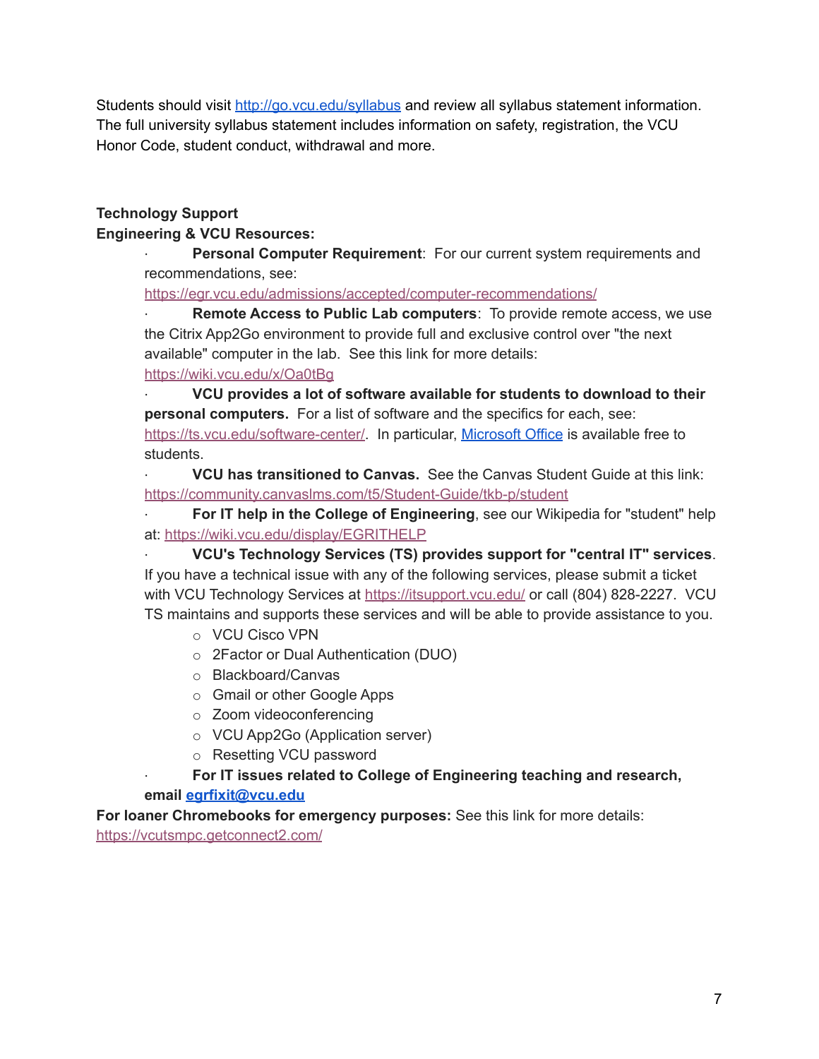Students should visit http://go.vcu.edu/syllabus and review all syllabus statement information. The full university syllabus statement includes information on safety, registration, the VCU Honor Code, student conduct, withdrawal and more.

**Technology Support**

**Engineering & VCU Resources:**

- **Personal Computer Requirement**: For our current system requirements and recommendations, see: https://egr.vcu.edu/admissions/accepted/computer-recommendations/
- **Remote Access to Public Lab computers**: To provide remote access, we use the Citrix App2Go environment to provide full and exclusive control over "the next available" computer in the lab. See this link for more details: https://wiki.vcu.edu/x/Oa0tBg
- **VCU provides a lot of software available for students to download to their personal computers.** For a list of software and the specifics for each, see: https://ts.vcu.edu/software-center/. In particular, Microsoft Office is available free to students.
- **VCU has transitioned to Canvas.** See the Canvas Student Guide at this link: https://community.canvaslms.com/t5/Student-Guide/tkb-p/student
- **For IT help in the College of Engineering**, see our Wikipedia for "student" help at: https://wiki.vcu.edu/display/EGRITHELP
- **VCU's Technology Services (TS) provides support for "central IT" services**. If you have a technical issue with any of the following services, please submit a ticket with VCU Technology Services at https://itsupport.vcu.edu/ or call (804) 828-2227. VCU TS maintains and supports these services and will be able to provide assistance to you.
  - VCU Cisco VPN
  - 2Factor or Dual Authentication (DUO)
  - Blackboard/Canvas
  - Gmail or other Google Apps
  - Zoom videoconferencing
  - VCU App2Go (Application server)
  - Resetting VCU password
- **For IT issues related to College of Engineering teaching and research, email egrfixit@vcu.edu**

**For loaner Chromebooks for emergency purposes:** See this link for more details: https://vcutsmpc.getconnect2.com/